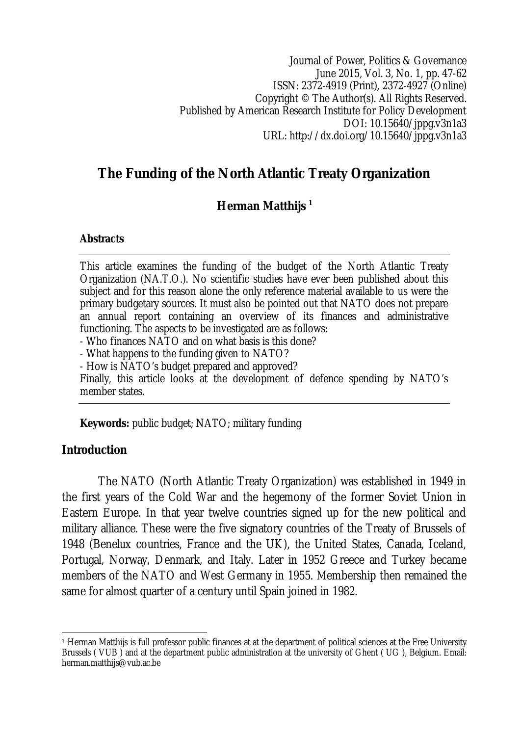Journal of Power, Politics & Governance
June 2015, Vol. 3, No. 1, pp. 47-62
ISSN: 2372-4919 (Print), 2372-4927 (Online)
Copyright © The Author(s). All Rights Reserved.
Published by American Research Institute for Policy Development
DOI: 10.15640/jppg.v3n1a3
URL: http://dx.doi.org/10.15640/jppg.v3n1a3

# The Funding of the North Atlantic Treaty Organization

**Herman Matthijs [1]**

### Abstracts

This article examines the funding of the budget of the North Atlantic Treaty Organization (NA.T.O.). No scientific studies have ever been published about this subject and for this reason alone the only reference material available to us were the primary budgetary sources. It must also be pointed out that NATO does not prepare an annual report containing an overview of its finances and administrative functioning. The aspects to be investigated are as follows:

- Who finances NATO and on what basis is this done?
- What happens to the funding given to NATO?
- How is NATO's budget prepared and approved?

Finally, this article looks at the development of defence spending by NATO's member states.

**Keywords:** public budget; NATO; military funding

## Introduction

The NATO (North Atlantic Treaty Organization) was established in 1949 in the first years of the Cold War and the hegemony of the former Soviet Union in Eastern Europe. In that year twelve countries signed up for the new political and military alliance. These were the five signatory countries of the Treaty of Brussels of 1948 (Benelux countries, France and the UK), the United States, Canada, Iceland, Portugal, Norway, Denmark, and Italy. Later in 1952 Greece and Turkey became members of the NATO and West Germany in 1955. Membership then remained the same for almost quarter of a century until Spain joined in 1982.

---

[1] Herman Matthijs is full professor public finances at at the department of political sciences at the Free University Brussels ( VUB ) and at the department public administration at the university of Ghent ( UG ), Belgium. Email: herman.matthijs@vub.ac.be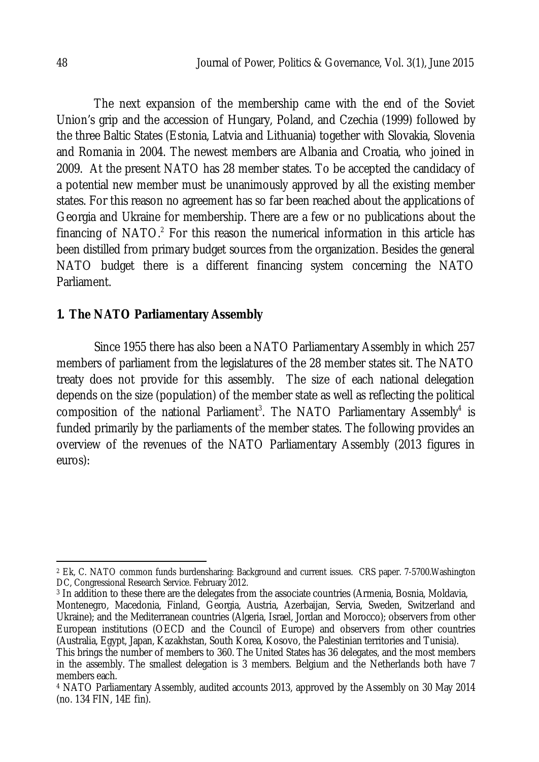The next expansion of the membership came with the end of the Soviet Union's grip and the accession of Hungary, Poland, and Czechia (1999) followed by the three Baltic States (Estonia, Latvia and Lithuania) together with Slovakia, Slovenia and Romania in 2004. The newest members are Albania and Croatia, who joined in 2009. At the present NATO has 28 member states. To be accepted the candidacy of a potential new member must be unanimously approved by all the existing member states. For this reason no agreement has so far been reached about the applications of Georgia and Ukraine for membership. There are a few or no publications about the financing of NATO.[2] For this reason the numerical information in this article has been distilled from primary budget sources from the organization. Besides the general NATO budget there is a different financing system concerning the NATO Parliament.

## 1. The NATO Parliamentary Assembly

Since 1955 there has also been a NATO Parliamentary Assembly in which 257 members of parliament from the legislatures of the 28 member states sit. The NATO treaty does not provide for this assembly. The size of each national delegation depends on the size (population) of the member state as well as reflecting the political composition of the national Parliament[3]. The NATO Parliamentary Assembly[4] is funded primarily by the parliaments of the member states. The following provides an overview of the revenues of the NATO Parliamentary Assembly (2013 figures in euros):

---

[2] Ek, C. NATO common funds burdensharing: Background and current issues. CRS paper. 7-5700.Washington DC, Congressional Research Service. February 2012.

[3] In addition to these there are the delegates from the associate countries (Armenia, Bosnia, Moldavia, Montenegro, Macedonia, Finland, Georgia, Austria, Azerbaijan, Servia, Sweden, Switzerland and Ukraine); and the Mediterranean countries (Algeria, Israel, Jordan and Morocco); observers from other European institutions (OECD and the Council of Europe) and observers from other countries (Australia, Egypt, Japan, Kazakhstan, South Korea, Kosovo, the Palestinian territories and Tunisia).
This brings the number of members to 360. The United States has 36 delegates, and the most members in the assembly. The smallest delegation is 3 members. Belgium and the Netherlands both have 7 members each.

[4] NATO Parliamentary Assembly, audited accounts 2013, approved by the Assembly on 30 May 2014 (no. 134 FIN, 14E fin).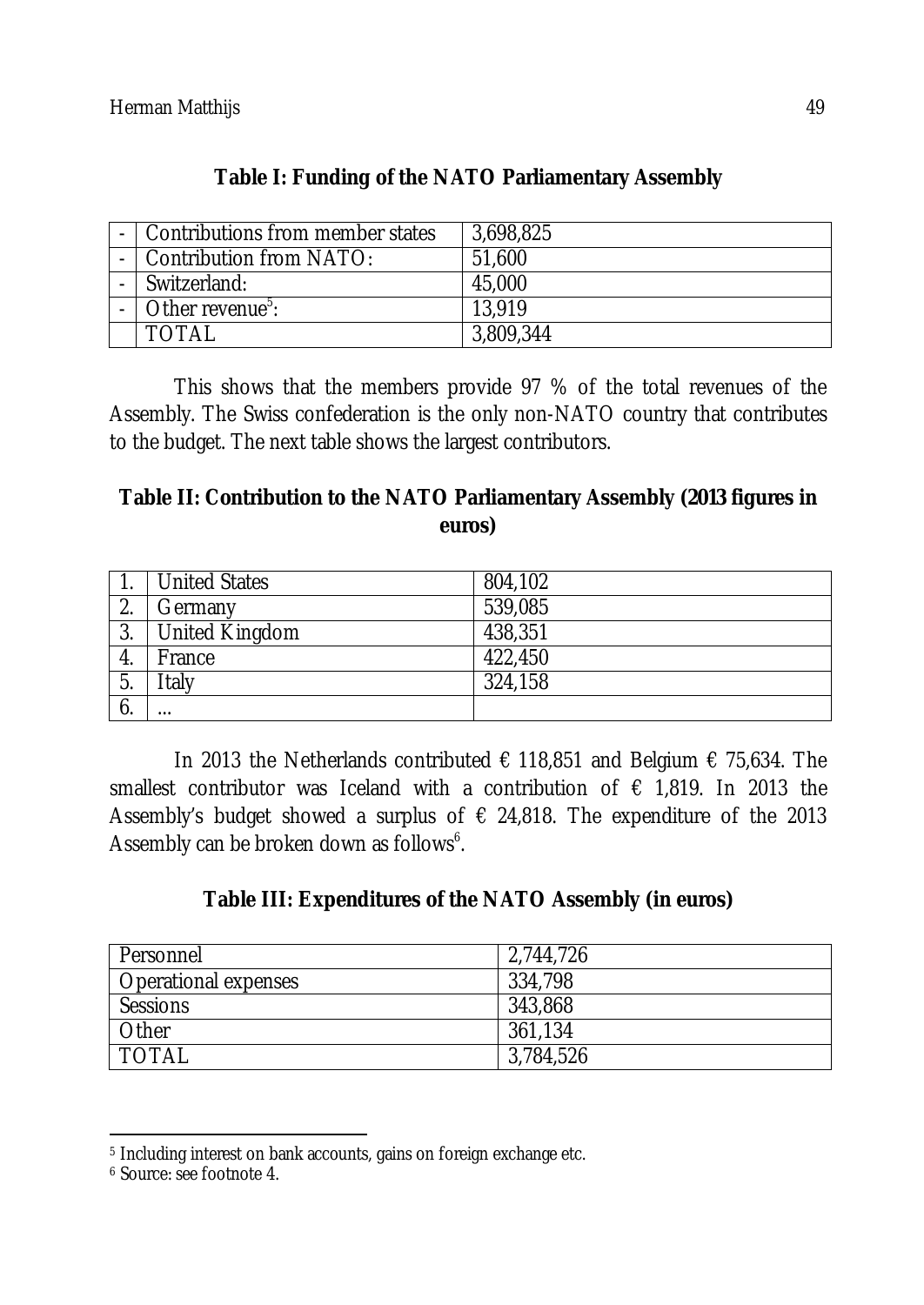**Table I: Funding of the NATO Parliamentary Assembly**

| | | |
|---|---|---|
| - | Contributions from member states | 3,698,825 |
| - | Contribution from NATO: | 51,600 |
| - | Switzerland: | 45,000 |
| - | Other revenue[5]: | 13,919 |
| | TOTAL | 3,809,344 |

This shows that the members provide 97 % of the total revenues of the Assembly. The Swiss confederation is the only non-NATO country that contributes to the budget. The next table shows the largest contributors.

**Table II: Contribution to the NATO Parliamentary Assembly (2013 figures in euros)**

| | | |
|---|---|---|
| 1. | United States | 804,102 |
| 2. | Germany | 539,085 |
| 3. | United Kingdom | 438,351 |
| 4. | France | 422,450 |
| 5. | Italy | 324,158 |
| 6. | ... | |

In 2013 the Netherlands contributed € 118,851 and Belgium € 75,634. The smallest contributor was Iceland with a contribution of € 1,819. In 2013 the Assembly's budget showed a surplus of € 24,818. The expenditure of the 2013 Assembly can be broken down as follows[6].

**Table III: Expenditures of the NATO Assembly (in euros)**

| | |
|---|---|
| Personnel | 2,744,726 |
| Operational expenses | 334,798 |
| Sessions | 343,868 |
| Other | 361,134 |
| TOTAL | 3,784,526 |

[5] Including interest on bank accounts, gains on foreign exchange etc.

[6] Source: see footnote 4.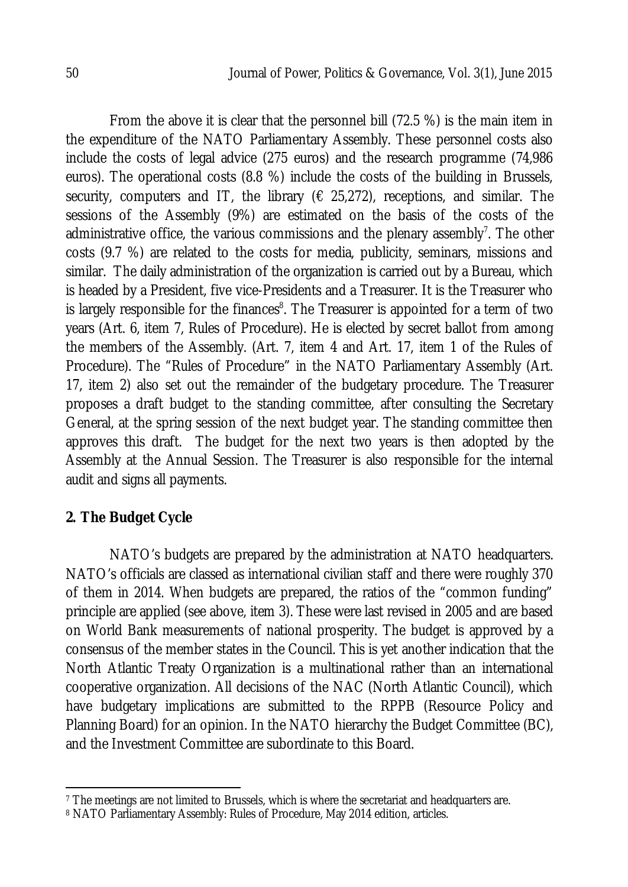From the above it is clear that the personnel bill (72.5 %) is the main item in the expenditure of the NATO Parliamentary Assembly. These personnel costs also include the costs of legal advice (275 euros) and the research programme (74,986 euros). The operational costs (8.8 %) include the costs of the building in Brussels, security, computers and IT, the library (€ 25,272), receptions, and similar. The sessions of the Assembly (9%) are estimated on the basis of the costs of the administrative office, the various commissions and the plenary assembly[7]. The other costs (9.7 %) are related to the costs for media, publicity, seminars, missions and similar. The daily administration of the organization is carried out by a Bureau, which is headed by a President, five vice-Presidents and a Treasurer. It is the Treasurer who is largely responsible for the finances[8]. The Treasurer is appointed for a term of two years (Art. 6, item 7, Rules of Procedure). He is elected by secret ballot from among the members of the Assembly. (Art. 7, item 4 and Art. 17, item 1 of the Rules of Procedure). The "Rules of Procedure" in the NATO Parliamentary Assembly (Art. 17, item 2) also set out the remainder of the budgetary procedure. The Treasurer proposes a draft budget to the standing committee, after consulting the Secretary General, at the spring session of the next budget year. The standing committee then approves this draft. The budget for the next two years is then adopted by the Assembly at the Annual Session. The Treasurer is also responsible for the internal audit and signs all payments.

## 2. The Budget Cycle

NATO's budgets are prepared by the administration at NATO headquarters. NATO's officials are classed as international civilian staff and there were roughly 370 of them in 2014. When budgets are prepared, the ratios of the "common funding" principle are applied (see above, item 3). These were last revised in 2005 and are based on World Bank measurements of national prosperity. The budget is approved by a consensus of the member states in the Council. This is yet another indication that the North Atlantic Treaty Organization is a multinational rather than an international cooperative organization. All decisions of the NAC (North Atlantic Council), which have budgetary implications are submitted to the RPPB (Resource Policy and Planning Board) for an opinion. In the NATO hierarchy the Budget Committee (BC), and the Investment Committee are subordinate to this Board.

[7] The meetings are not limited to Brussels, which is where the secretariat and headquarters are.

[8] NATO Parliamentary Assembly: Rules of Procedure, May 2014 edition, articles.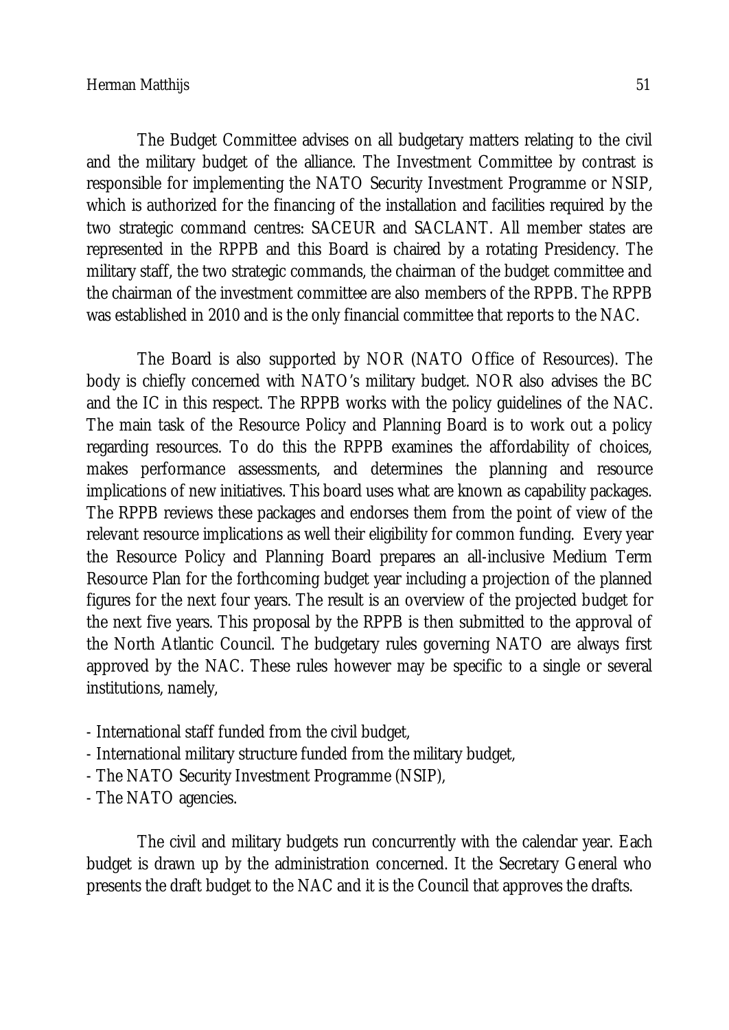The Budget Committee advises on all budgetary matters relating to the civil and the military budget of the alliance. The Investment Committee by contrast is responsible for implementing the NATO Security Investment Programme or NSIP, which is authorized for the financing of the installation and facilities required by the two strategic command centres: SACEUR and SACLANT. All member states are represented in the RPPB and this Board is chaired by a rotating Presidency. The military staff, the two strategic commands, the chairman of the budget committee and the chairman of the investment committee are also members of the RPPB. The RPPB was established in 2010 and is the only financial committee that reports to the NAC.

The Board is also supported by NOR (NATO Office of Resources). The body is chiefly concerned with NATO's military budget. NOR also advises the BC and the IC in this respect. The RPPB works with the policy guidelines of the NAC. The main task of the Resource Policy and Planning Board is to work out a policy regarding resources. To do this the RPPB examines the affordability of choices, makes performance assessments, and determines the planning and resource implications of new initiatives. This board uses what are known as capability packages. The RPPB reviews these packages and endorses them from the point of view of the relevant resource implications as well their eligibility for common funding. Every year the Resource Policy and Planning Board prepares an all-inclusive Medium Term Resource Plan for the forthcoming budget year including a projection of the planned figures for the next four years. The result is an overview of the projected budget for the next five years. This proposal by the RPPB is then submitted to the approval of the North Atlantic Council. The budgetary rules governing NATO are always first approved by the NAC. These rules however may be specific to a single or several institutions, namely,

- International staff funded from the civil budget,
- International military structure funded from the military budget,
- The NATO Security Investment Programme (NSIP),
- The NATO agencies.

The civil and military budgets run concurrently with the calendar year. Each budget is drawn up by the administration concerned. It the Secretary General who presents the draft budget to the NAC and it is the Council that approves the drafts.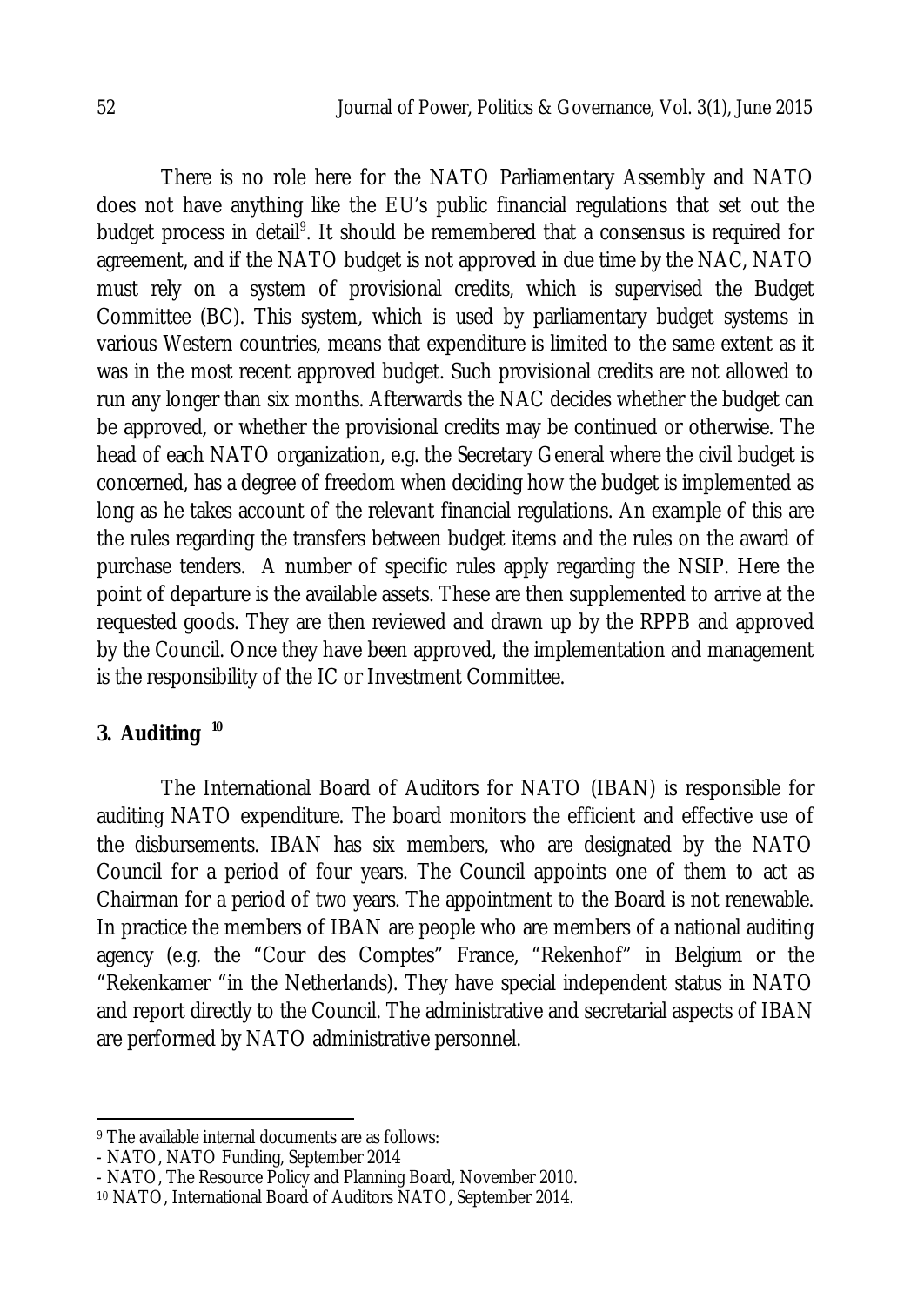There is no role here for the NATO Parliamentary Assembly and NATO does not have anything like the EU's public financial regulations that set out the budget process in detail[9]. It should be remembered that a consensus is required for agreement, and if the NATO budget is not approved in due time by the NAC, NATO must rely on a system of provisional credits, which is supervised the Budget Committee (BC). This system, which is used by parliamentary budget systems in various Western countries, means that expenditure is limited to the same extent as it was in the most recent approved budget. Such provisional credits are not allowed to run any longer than six months. Afterwards the NAC decides whether the budget can be approved, or whether the provisional credits may be continued or otherwise. The head of each NATO organization, e.g. the Secretary General where the civil budget is concerned, has a degree of freedom when deciding how the budget is implemented as long as he takes account of the relevant financial regulations. An example of this are the rules regarding the transfers between budget items and the rules on the award of purchase tenders. A number of specific rules apply regarding the NSIP. Here the point of departure is the available assets. These are then supplemented to arrive at the requested goods. They are then reviewed and drawn up by the RPPB and approved by the Council. Once they have been approved, the implementation and management is the responsibility of the IC or Investment Committee.

## 3. Auditing [10]

The International Board of Auditors for NATO (IBAN) is responsible for auditing NATO expenditure. The board monitors the efficient and effective use of the disbursements. IBAN has six members, who are designated by the NATO Council for a period of four years. The Council appoints one of them to act as Chairman for a period of two years. The appointment to the Board is not renewable. In practice the members of IBAN are people who are members of a national auditing agency (e.g. the "Cour des Comptes" France, "Rekenhof" in Belgium or the "Rekenkamer "in the Netherlands). They have special independent status in NATO and report directly to the Council. The administrative and secretarial aspects of IBAN are performed by NATO administrative personnel.

---

[9] The available internal documents are as follows:
- NATO, NATO Funding, September 2014
- NATO, The Resource Policy and Planning Board, November 2010.

[10] NATO, International Board of Auditors NATO, September 2014.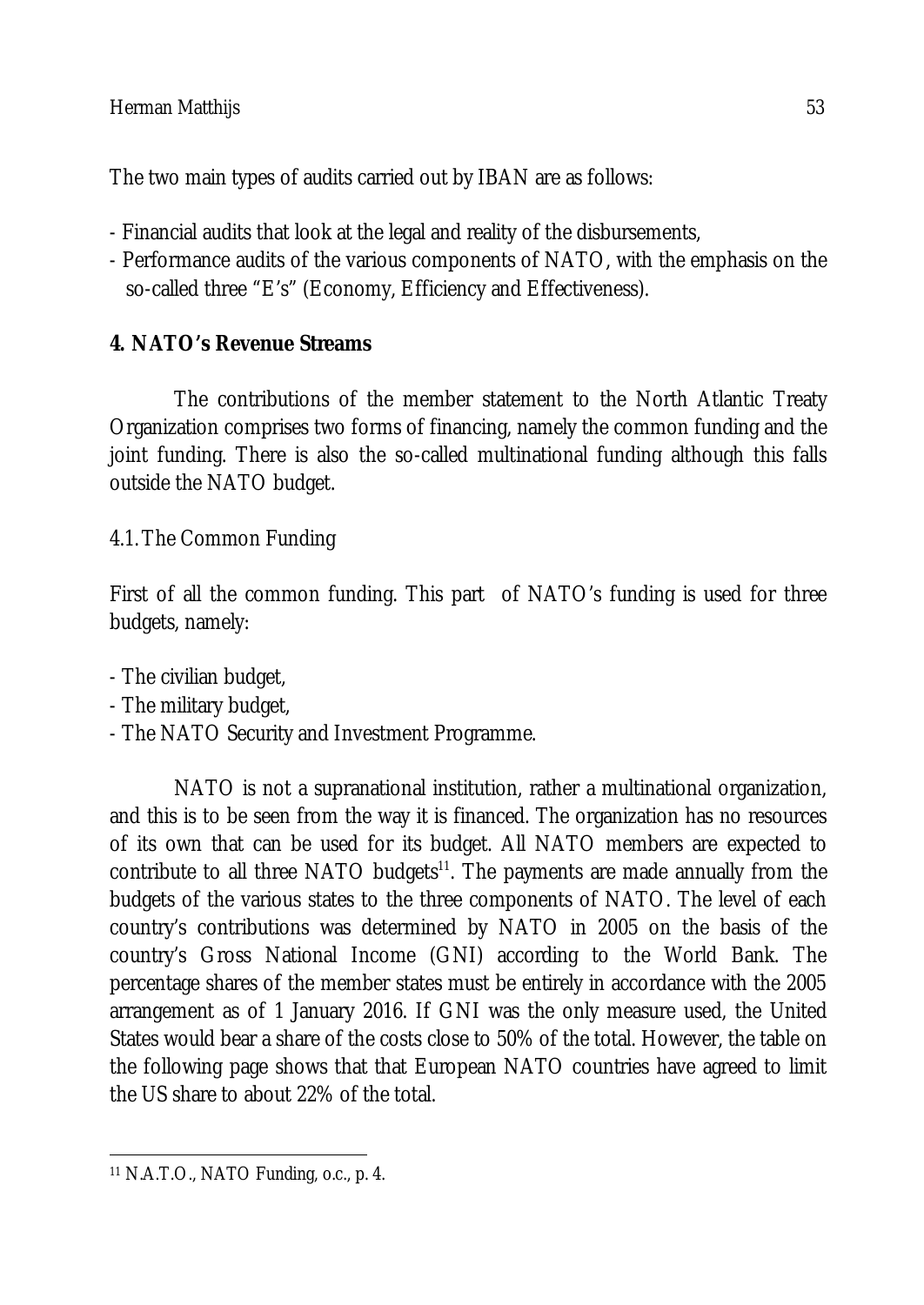The two main types of audits carried out by IBAN are as follows:

- Financial audits that look at the legal and reality of the disbursements,
- Performance audits of the various components of NATO, with the emphasis on the so-called three "E's" (Economy, Efficiency and Effectiveness).

## 4. NATO's Revenue Streams

The contributions of the member statement to the North Atlantic Treaty Organization comprises two forms of financing, namely the common funding and the joint funding. There is also the so-called multinational funding although this falls outside the NATO budget.

### 4.1. The Common Funding

First of all the common funding. This part of NATO's funding is used for three budgets, namely:

- The civilian budget,
- The military budget,
- The NATO Security and Investment Programme.

NATO is not a supranational institution, rather a multinational organization, and this is to be seen from the way it is financed. The organization has no resources of its own that can be used for its budget. All NATO members are expected to contribute to all three NATO budgets[11]. The payments are made annually from the budgets of the various states to the three components of NATO. The level of each country's contributions was determined by NATO in 2005 on the basis of the country's Gross National Income (GNI) according to the World Bank. The percentage shares of the member states must be entirely in accordance with the 2005 arrangement as of 1 January 2016. If GNI was the only measure used, the United States would bear a share of the costs close to 50% of the total. However, the table on the following page shows that that European NATO countries have agreed to limit the US share to about 22% of the total.

[11] N.A.T.O., NATO Funding, o.c., p. 4.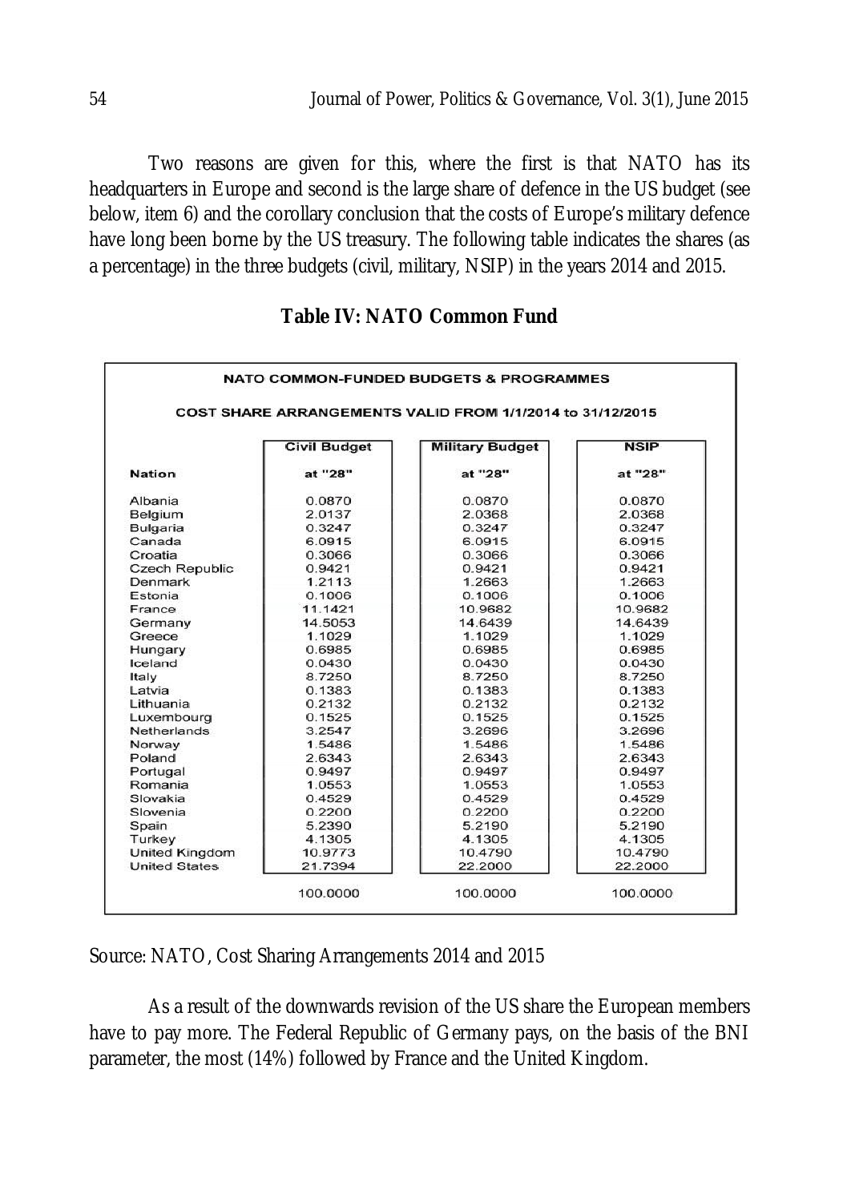Two reasons are given for this, where the first is that NATO has its headquarters in Europe and second is the large share of defence in the US budget (see below, item 6) and the corollary conclusion that the costs of Europe's military defence have long been borne by the US treasury. The following table indicates the shares (as a percentage) in the three budgets (civil, military, NSIP) in the years 2014 and 2015.

**Table IV: NATO Common Fund**

**NATO COMMON-FUNDED BUDGETS & PROGRAMMES**

**COST SHARE ARRANGEMENTS VALID FROM 1/1/2014 to 31/12/2015**

| Nation | Civil Budget at "28" | Military Budget at "28" | NSIP at "28" |
|---|---|---|---|
| Albania | 0.0870 | 0.0870 | 0.0870 |
| Belgium | 2.0137 | 2.0368 | 2.0368 |
| Bulgaria | 0.3247 | 0.3247 | 0.3247 |
| Canada | 6.0915 | 6.0915 | 6.0915 |
| Croatia | 0.3066 | 0.3066 | 0.3066 |
| Czech Republic | 0.9421 | 0.9421 | 0.9421 |
| Denmark | 1.2113 | 1.2663 | 1.2663 |
| Estonia | 0.1006 | 0.1006 | 0.1006 |
| France | 11.1421 | 10.9682 | 10.9682 |
| Germany | 14.5053 | 14.6439 | 14.6439 |
| Greece | 1.1029 | 1.1029 | 1.1029 |
| Hungary | 0.6985 | 0.6985 | 0.6985 |
| Iceland | 0.0430 | 0.0430 | 0.0430 |
| Italy | 8.7250 | 8.7250 | 8.7250 |
| Latvia | 0.1383 | 0.1383 | 0.1383 |
| Lithuania | 0.2132 | 0.2132 | 0.2132 |
| Luxembourg | 0.1525 | 0.1525 | 0.1525 |
| Netherlands | 3.2547 | 3.2696 | 3.2696 |
| Norway | 1.5486 | 1.5486 | 1.5486 |
| Poland | 2.6343 | 2.6343 | 2.6343 |
| Portugal | 0.9497 | 0.9497 | 0.9497 |
| Romania | 1.0553 | 1.0553 | 1.0553 |
| Slovakia | 0.4529 | 0.4529 | 0.4529 |
| Slovenia | 0.2200 | 0.2200 | 0.2200 |
| Spain | 5.2390 | 5.2190 | 5.2190 |
| Turkey | 4.1305 | 4.1305 | 4.1305 |
| United Kingdom | 10.9773 | 10.4790 | 10.4790 |
| United States | 21.7394 | 22.2000 | 22.2000 |
| | 100.0000 | 100.0000 | 100.0000 |

Source: NATO, Cost Sharing Arrangements 2014 and 2015

As a result of the downwards revision of the US share the European members have to pay more. The Federal Republic of Germany pays, on the basis of the BNI parameter, the most (14%) followed by France and the United Kingdom.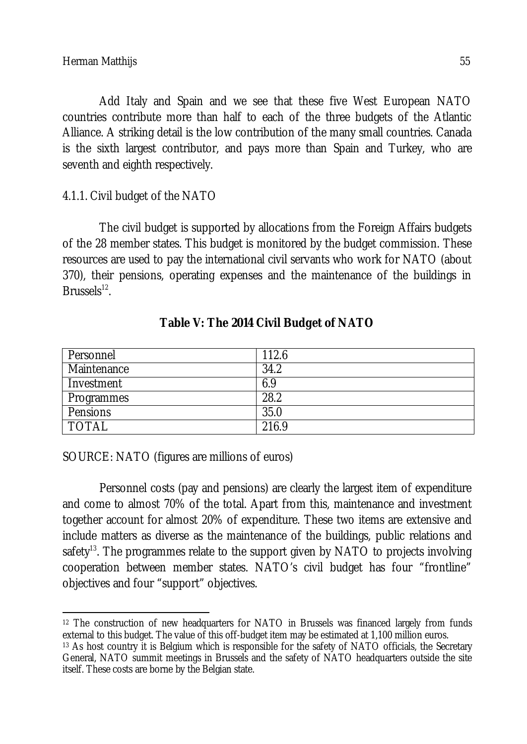Add Italy and Spain and we see that these five West European NATO countries contribute more than half to each of the three budgets of the Atlantic Alliance. A striking detail is the low contribution of the many small countries. Canada is the sixth largest contributor, and pays more than Spain and Turkey, who are seventh and eighth respectively.

### 4.1.1. Civil budget of the NATO

The civil budget is supported by allocations from the Foreign Affairs budgets of the 28 member states. This budget is monitored by the budget commission. These resources are used to pay the international civil servants who work for NATO (about 370), their pensions, operating expenses and the maintenance of the buildings in Brussels[12].

**Table V: The 2014 Civil Budget of NATO**

| | |
|---|---|
| Personnel | 112.6 |
| Maintenance | 34.2 |
| Investment | 6.9 |
| Programmes | 28.2 |
| Pensions | 35.0 |
| TOTAL | 216.9 |

SOURCE: NATO (figures are millions of euros)

Personnel costs (pay and pensions) are clearly the largest item of expenditure and come to almost 70% of the total. Apart from this, maintenance and investment together account for almost 20% of expenditure. These two items are extensive and include matters as diverse as the maintenance of the buildings, public relations and safety[13]. The programmes relate to the support given by NATO to projects involving cooperation between member states. NATO's civil budget has four "frontline" objectives and four "support" objectives.

---

[12] The construction of new headquarters for NATO in Brussels was financed largely from funds external to this budget. The value of this off-budget item may be estimated at 1,100 million euros.

[13] As host country it is Belgium which is responsible for the safety of NATO officials, the Secretary General, NATO summit meetings in Brussels and the safety of NATO headquarters outside the site itself. These costs are borne by the Belgian state.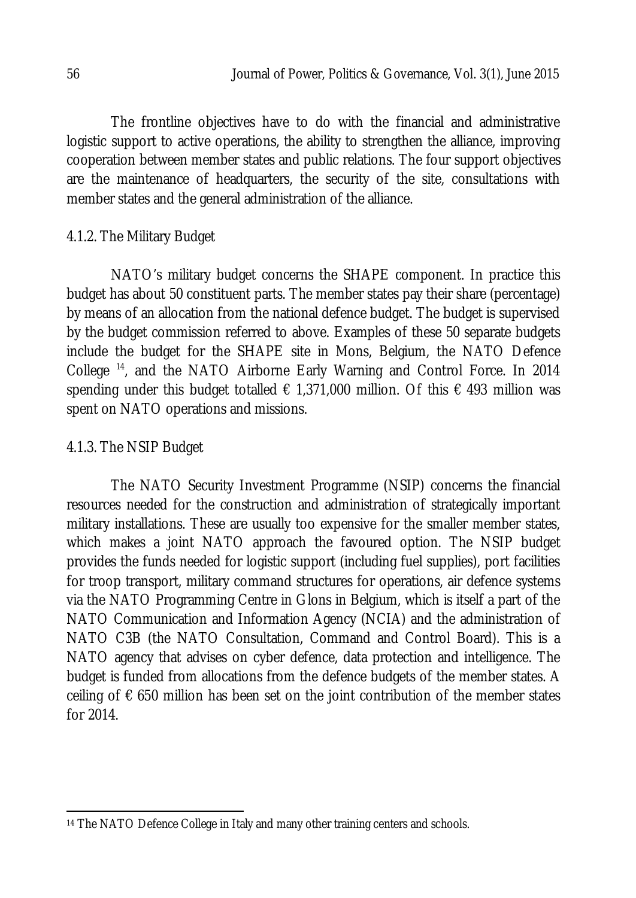The frontline objectives have to do with the financial and administrative logistic support to active operations, the ability to strengthen the alliance, improving cooperation between member states and public relations. The four support objectives are the maintenance of headquarters, the security of the site, consultations with member states and the general administration of the alliance.

### 4.1.2. The Military Budget

NATO's military budget concerns the SHAPE component. In practice this budget has about 50 constituent parts. The member states pay their share (percentage) by means of an allocation from the national defence budget. The budget is supervised by the budget commission referred to above. Examples of these 50 separate budgets include the budget for the SHAPE site in Mons, Belgium, the NATO Defence College [14], and the NATO Airborne Early Warning and Control Force. In 2014 spending under this budget totalled € 1,371,000 million. Of this € 493 million was spent on NATO operations and missions.

### 4.1.3. The NSIP Budget

The NATO Security Investment Programme (NSIP) concerns the financial resources needed for the construction and administration of strategically important military installations. These are usually too expensive for the smaller member states, which makes a joint NATO approach the favoured option. The NSIP budget provides the funds needed for logistic support (including fuel supplies), port facilities for troop transport, military command structures for operations, air defence systems via the NATO Programming Centre in Glons in Belgium, which is itself a part of the NATO Communication and Information Agency (NCIA) and the administration of NATO C3B (the NATO Consultation, Command and Control Board). This is a NATO agency that advises on cyber defence, data protection and intelligence. The budget is funded from allocations from the defence budgets of the member states. A ceiling of € 650 million has been set on the joint contribution of the member states for 2014.

---

[14] The NATO Defence College in Italy and many other training centers and schools.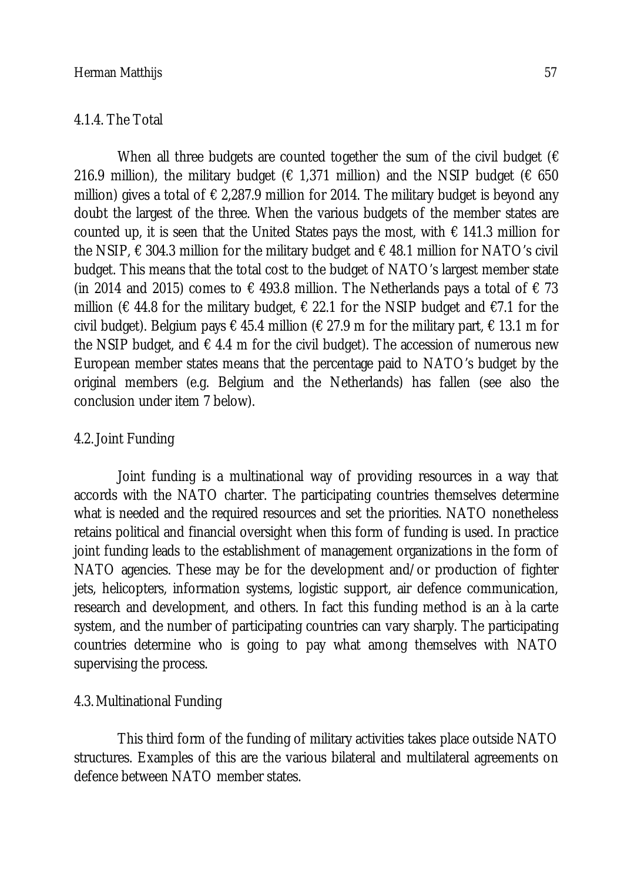### 4.1.4. The Total

When all three budgets are counted together the sum of the civil budget (€ 216.9 million), the military budget (€ 1,371 million) and the NSIP budget (€ 650 million) gives a total of € 2,287.9 million for 2014. The military budget is beyond any doubt the largest of the three. When the various budgets of the member states are counted up, it is seen that the United States pays the most, with € 141.3 million for the NSIP, € 304.3 million for the military budget and € 48.1 million for NATO's civil budget. This means that the total cost to the budget of NATO's largest member state (in 2014 and 2015) comes to € 493.8 million. The Netherlands pays a total of € 73 million (€ 44.8 for the military budget, € 22.1 for the NSIP budget and €7.1 for the civil budget). Belgium pays € 45.4 million (€ 27.9 m for the military part, € 13.1 m for the NSIP budget, and € 4.4 m for the civil budget). The accession of numerous new European member states means that the percentage paid to NATO's budget by the original members (e.g. Belgium and the Netherlands) has fallen (see also the conclusion under item 7 below).

## 4.2. Joint Funding

Joint funding is a multinational way of providing resources in a way that accords with the NATO charter. The participating countries themselves determine what is needed and the required resources and set the priorities. NATO nonetheless retains political and financial oversight when this form of funding is used. In practice joint funding leads to the establishment of management organizations in the form of NATO agencies. These may be for the development and/or production of fighter jets, helicopters, information systems, logistic support, air defence communication, research and development, and others. In fact this funding method is an à la carte system, and the number of participating countries can vary sharply. The participating countries determine who is going to pay what among themselves with NATO supervising the process.

## 4.3. Multinational Funding

This third form of the funding of military activities takes place outside NATO structures. Examples of this are the various bilateral and multilateral agreements on defence between NATO member states.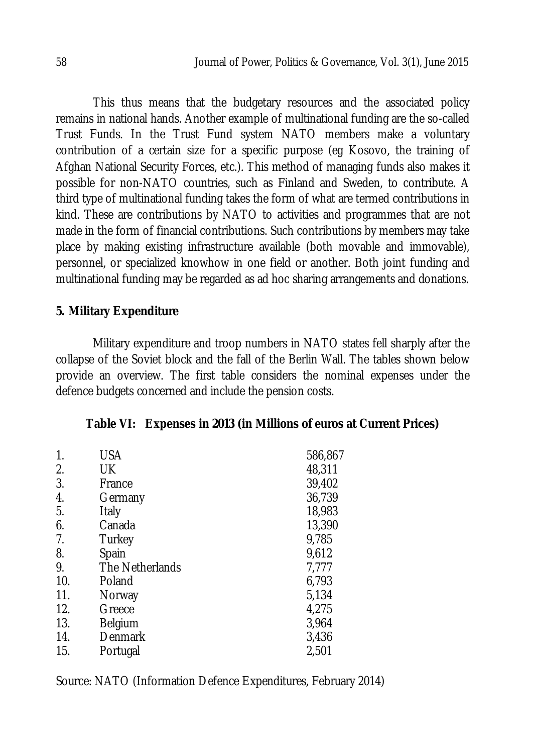This thus means that the budgetary resources and the associated policy remains in national hands. Another example of multinational funding are the so-called Trust Funds. In the Trust Fund system NATO members make a voluntary contribution of a certain size for a specific purpose (eg Kosovo, the training of Afghan National Security Forces, etc.). This method of managing funds also makes it possible for non-NATO countries, such as Finland and Sweden, to contribute. A third type of multinational funding takes the form of what are termed contributions in kind. These are contributions by NATO to activities and programmes that are not made in the form of financial contributions. Such contributions by members may take place by making existing infrastructure available (both movable and immovable), personnel, or specialized knowhow in one field or another. Both joint funding and multinational funding may be regarded as ad hoc sharing arrangements and donations.

## 5. Military Expenditure

Military expenditure and troop numbers in NATO states fell sharply after the collapse of the Soviet block and the fall of the Berlin Wall. The tables shown below provide an overview. The first table considers the nominal expenses under the defence budgets concerned and include the pension costs.

**Table VI: Expenses in 2013 (in Millions of euros at Current Prices)**

| | | |
|---|---|---|
| 1. | USA | 586,867 |
| 2. | UK | 48,311 |
| 3. | France | 39,402 |
| 4. | Germany | 36,739 |
| 5. | Italy | 18,983 |
| 6. | Canada | 13,390 |
| 7. | Turkey | 9,785 |
| 8. | Spain | 9,612 |
| 9. | The Netherlands | 7,777 |
| 10. | Poland | 6,793 |
| 11. | Norway | 5,134 |
| 12. | Greece | 4,275 |
| 13. | Belgium | 3,964 |
| 14. | Denmark | 3,436 |
| 15. | Portugal | 2,501 |

Source: NATO (Information Defence Expenditures, February 2014)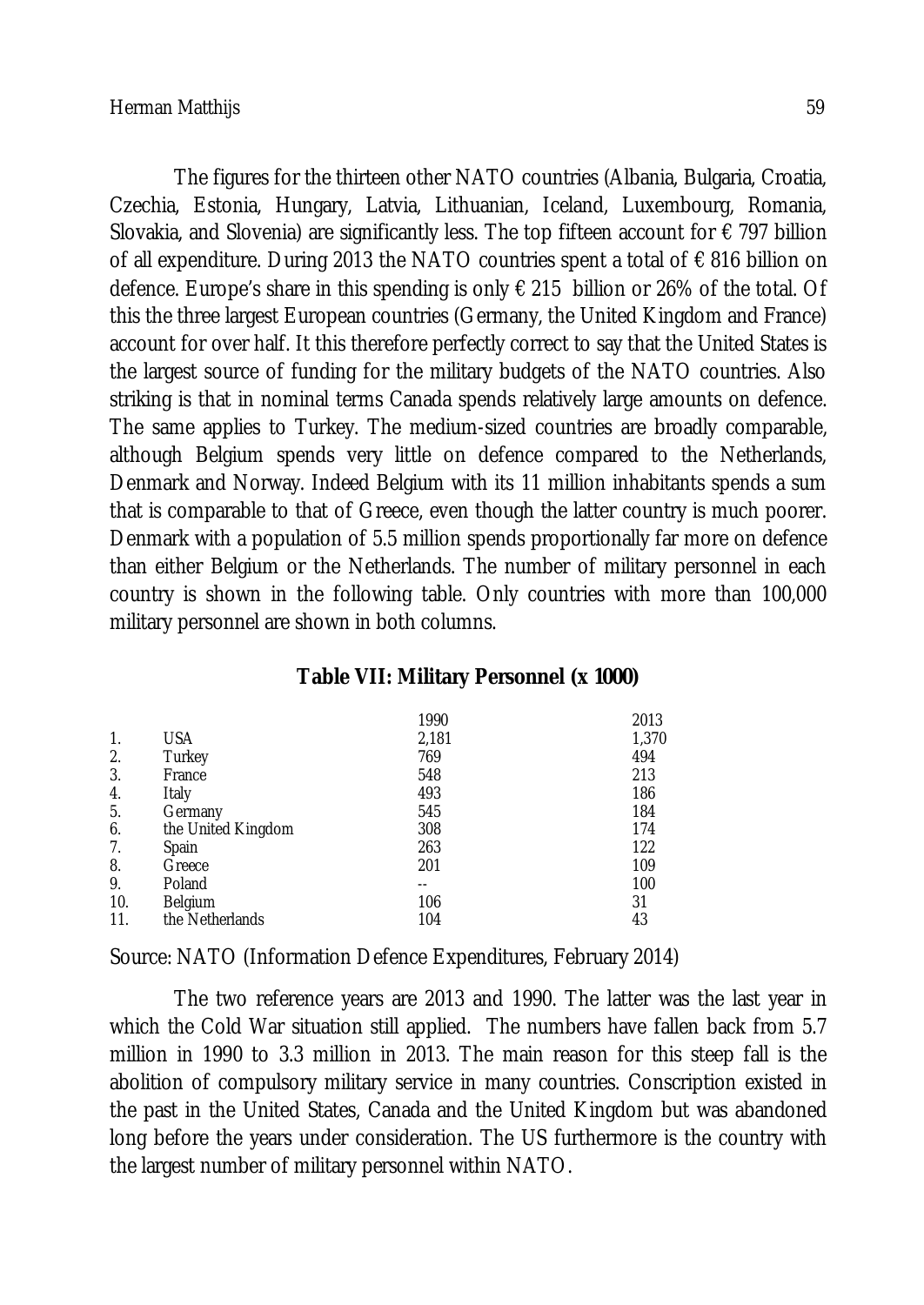The figures for the thirteen other NATO countries (Albania, Bulgaria, Croatia, Czechia, Estonia, Hungary, Latvia, Lithuanian, Iceland, Luxembourg, Romania, Slovakia, and Slovenia) are significantly less. The top fifteen account for € 797 billion of all expenditure. During 2013 the NATO countries spent a total of € 816 billion on defence. Europe's share in this spending is only € 215 billion or 26% of the total. Of this the three largest European countries (Germany, the United Kingdom and France) account for over half. It this therefore perfectly correct to say that the United States is the largest source of funding for the military budgets of the NATO countries. Also striking is that in nominal terms Canada spends relatively large amounts on defence. The same applies to Turkey. The medium-sized countries are broadly comparable, although Belgium spends very little on defence compared to the Netherlands, Denmark and Norway. Indeed Belgium with its 11 million inhabitants spends a sum that is comparable to that of Greece, even though the latter country is much poorer. Denmark with a population of 5.5 million spends proportionally far more on defence than either Belgium or the Netherlands. The number of military personnel in each country is shown in the following table. Only countries with more than 100,000 military personnel are shown in both columns.

**Table VII: Military Personnel (x 1000)**

| | | 1990 | 2013 |
|---|---|---|---|
| 1. | USA | 2,181 | 1,370 |
| 2. | Turkey | 769 | 494 |
| 3. | France | 548 | 213 |
| 4. | Italy | 493 | 186 |
| 5. | Germany | 545 | 184 |
| 6. | the United Kingdom | 308 | 174 |
| 7. | Spain | 263 | 122 |
| 8. | Greece | 201 | 109 |
| 9. | Poland | -- | 100 |
| 10. | Belgium | 106 | 31 |
| 11. | the Netherlands | 104 | 43 |

Source: NATO (Information Defence Expenditures, February 2014)

The two reference years are 2013 and 1990. The latter was the last year in which the Cold War situation still applied. The numbers have fallen back from 5.7 million in 1990 to 3.3 million in 2013. The main reason for this steep fall is the abolition of compulsory military service in many countries. Conscription existed in the past in the United States, Canada and the United Kingdom but was abandoned long before the years under consideration. The US furthermore is the country with the largest number of military personnel within NATO.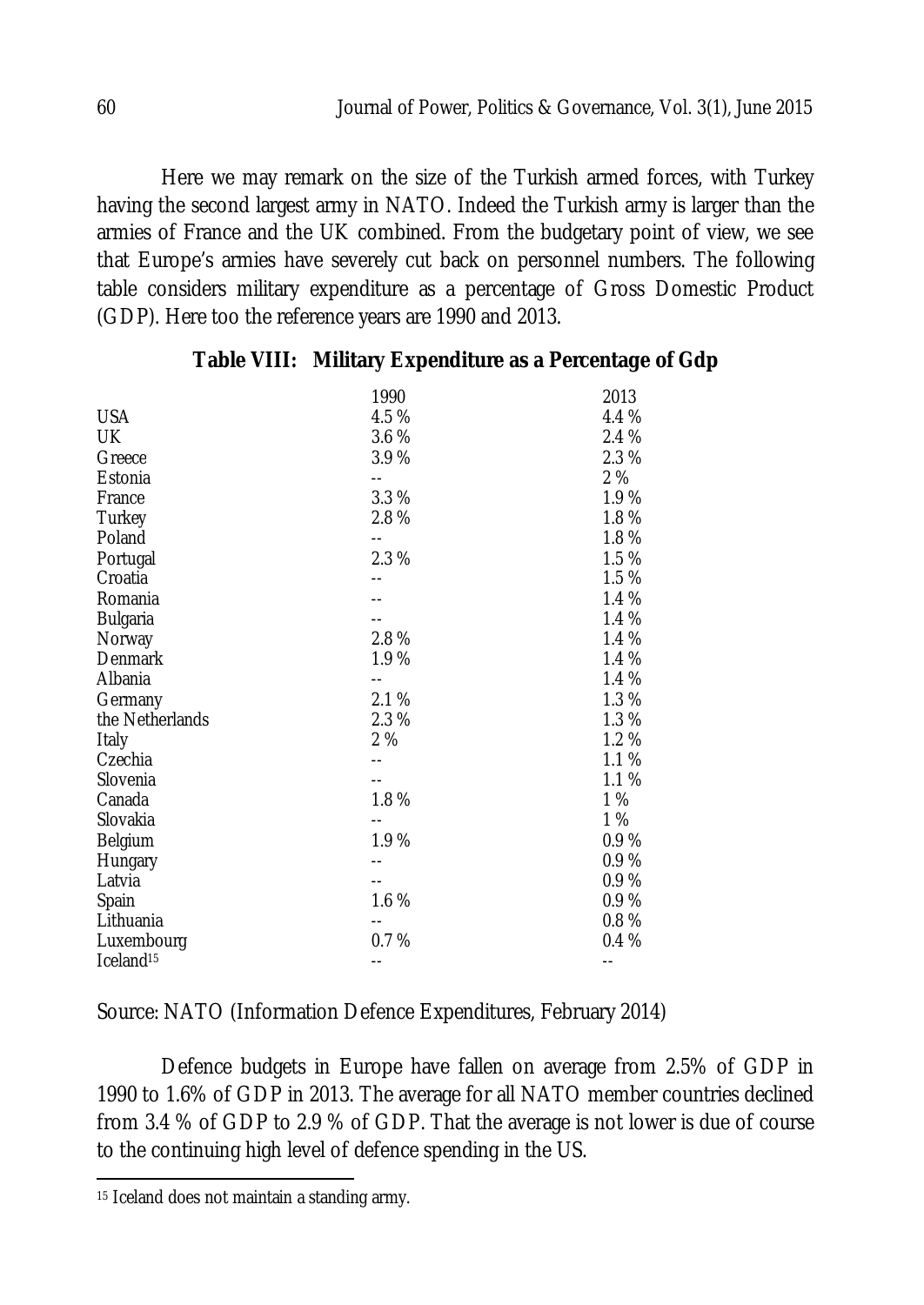Here we may remark on the size of the Turkish armed forces, with Turkey having the second largest army in NATO. Indeed the Turkish army is larger than the armies of France and the UK combined. From the budgetary point of view, we see that Europe's armies have severely cut back on personnel numbers. The following table considers military expenditure as a percentage of Gross Domestic Product (GDP). Here too the reference years are 1990 and 2013.

**Table VIII: Military Expenditure as a Percentage of Gdp**

| | 1990 | 2013 |
|---|---|---|
| USA | 4.5 % | 4.4 % |
| UK | 3.6 % | 2.4 % |
| Greece | 3.9 % | 2.3 % |
| Estonia | -- | 2 % |
| France | 3.3 % | 1.9 % |
| Turkey | 2.8 % | 1.8 % |
| Poland | -- | 1.8 % |
| Portugal | 2.3 % | 1.5 % |
| Croatia | -- | 1.5 % |
| Romania | -- | 1.4 % |
| Bulgaria | -- | 1.4 % |
| Norway | 2.8 % | 1.4 % |
| Denmark | 1.9 % | 1.4 % |
| Albania | -- | 1.4 % |
| Germany | 2.1 % | 1.3 % |
| the Netherlands | 2.3 % | 1.3 % |
| Italy | 2 % | 1.2 % |
| Czechia | -- | 1.1 % |
| Slovenia | -- | 1.1 % |
| Canada | 1.8 % | 1 % |
| Slovakia | -- | 1 % |
| Belgium | 1.9 % | 0.9 % |
| Hungary | -- | 0.9 % |
| Latvia | -- | 0.9 % |
| Spain | 1.6 % | 0.9 % |
| Lithuania | -- | 0.8 % |
| Luxembourg | 0.7 % | 0.4 % |
| Iceland[15] | -- | -- |

Source: NATO (Information Defence Expenditures, February 2014)

Defence budgets in Europe have fallen on average from 2.5% of GDP in 1990 to 1.6% of GDP in 2013. The average for all NATO member countries declined from 3.4 % of GDP to 2.9 % of GDP. That the average is not lower is due of course to the continuing high level of defence spending in the US.

[15] Iceland does not maintain a standing army.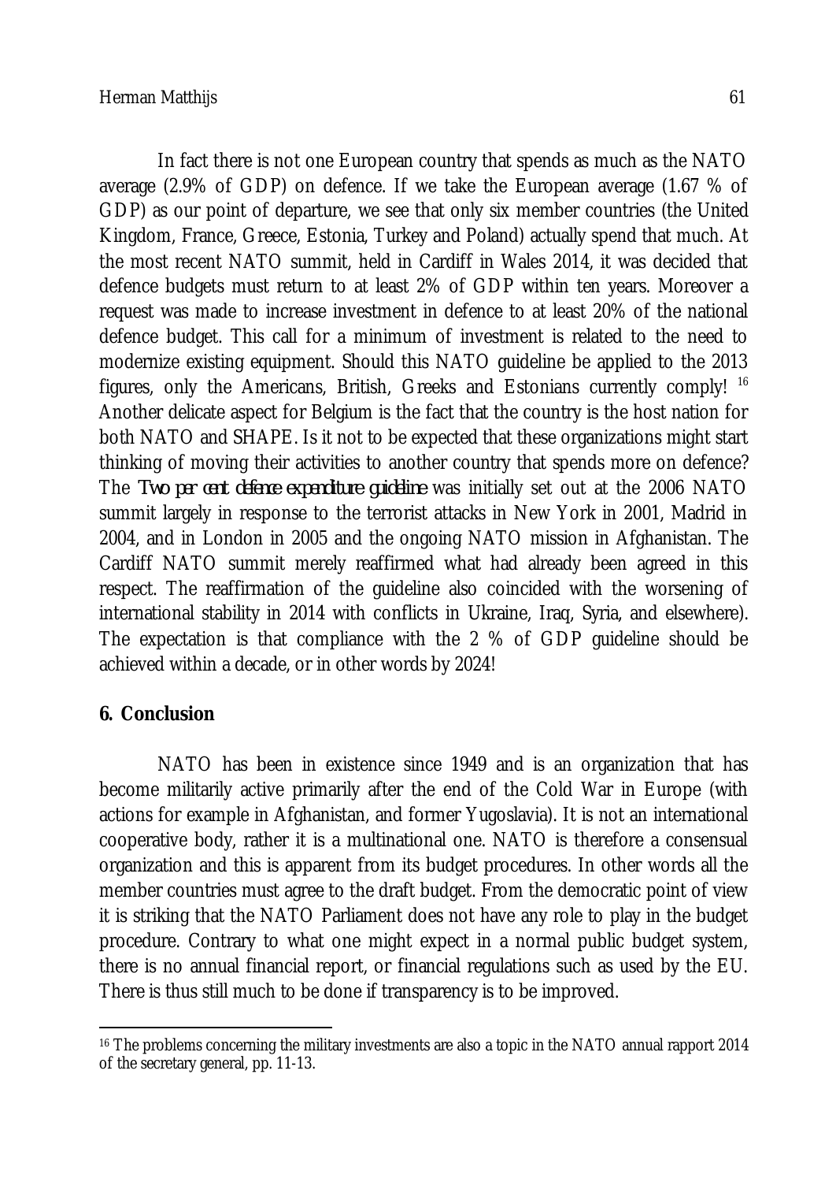In fact there is not one European country that spends as much as the NATO average (2.9% of GDP) on defence. If we take the European average (1.67 % of GDP) as our point of departure, we see that only six member countries (the United Kingdom, France, Greece, Estonia, Turkey and Poland) actually spend that much. At the most recent NATO summit, held in Cardiff in Wales 2014, it was decided that defence budgets must return to at least 2% of GDP within ten years. Moreover a request was made to increase investment in defence to at least 20% of the national defence budget. This call for a minimum of investment is related to the need to modernize existing equipment. Should this NATO guideline be applied to the 2013 figures, only the Americans, British, Greeks and Estonians currently comply! [16] Another delicate aspect for Belgium is the fact that the country is the host nation for both NATO and SHAPE. Is it not to be expected that these organizations might start thinking of moving their activities to another country that spends more on defence? The *Two per cent defence expenditure guideline* was initially set out at the 2006 NATO summit largely in response to the terrorist attacks in New York in 2001, Madrid in 2004, and in London in 2005 and the ongoing NATO mission in Afghanistan. The Cardiff NATO summit merely reaffirmed what had already been agreed in this respect. The reaffirmation of the guideline also coincided with the worsening of international stability in 2014 with conflicts in Ukraine, Iraq, Syria, and elsewhere). The expectation is that compliance with the 2 % of GDP guideline should be achieved within a decade, or in other words by 2024!

## 6. Conclusion

NATO has been in existence since 1949 and is an organization that has become militarily active primarily after the end of the Cold War in Europe (with actions for example in Afghanistan, and former Yugoslavia). It is not an international cooperative body, rather it is a multinational one. NATO is therefore a consensual organization and this is apparent from its budget procedures. In other words all the member countries must agree to the draft budget. From the democratic point of view it is striking that the NATO Parliament does not have any role to play in the budget procedure. Contrary to what one might expect in a normal public budget system, there is no annual financial report, or financial regulations such as used by the EU. There is thus still much to be done if transparency is to be improved.

---

[16] The problems concerning the military investments are also a topic in the NATO annual rapport 2014 of the secretary general, pp. 11-13.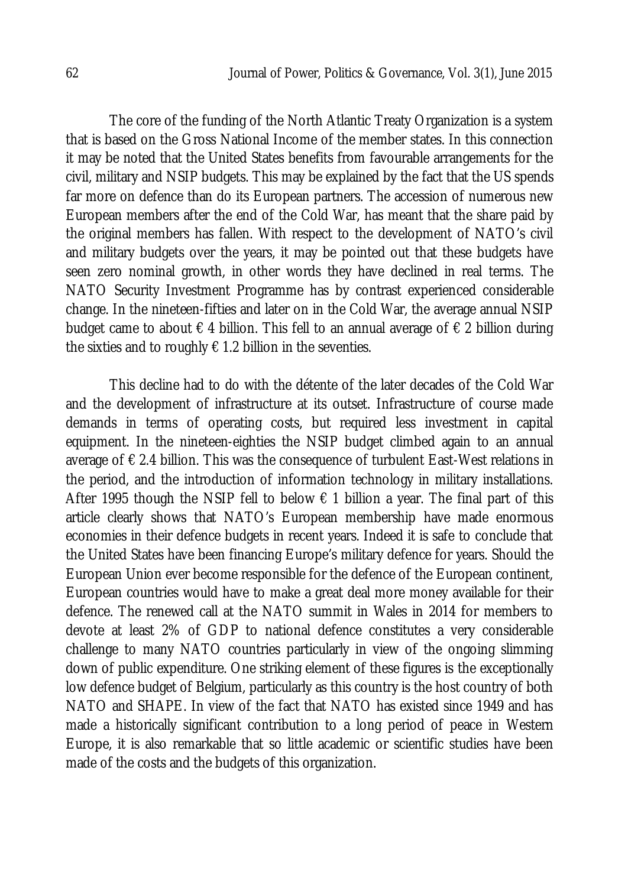The core of the funding of the North Atlantic Treaty Organization is a system that is based on the Gross National Income of the member states. In this connection it may be noted that the United States benefits from favourable arrangements for the civil, military and NSIP budgets. This may be explained by the fact that the US spends far more on defence than do its European partners. The accession of numerous new European members after the end of the Cold War, has meant that the share paid by the original members has fallen. With respect to the development of NATO's civil and military budgets over the years, it may be pointed out that these budgets have seen zero nominal growth, in other words they have declined in real terms. The NATO Security Investment Programme has by contrast experienced considerable change. In the nineteen-fifties and later on in the Cold War, the average annual NSIP budget came to about € 4 billion. This fell to an annual average of € 2 billion during the sixties and to roughly € 1.2 billion in the seventies.

This decline had to do with the détente of the later decades of the Cold War and the development of infrastructure at its outset. Infrastructure of course made demands in terms of operating costs, but required less investment in capital equipment. In the nineteen-eighties the NSIP budget climbed again to an annual average of € 2.4 billion. This was the consequence of turbulent East-West relations in the period, and the introduction of information technology in military installations. After 1995 though the NSIP fell to below € 1 billion a year. The final part of this article clearly shows that NATO's European membership have made enormous economies in their defence budgets in recent years. Indeed it is safe to conclude that the United States have been financing Europe's military defence for years. Should the European Union ever become responsible for the defence of the European continent, European countries would have to make a great deal more money available for their defence. The renewed call at the NATO summit in Wales in 2014 for members to devote at least 2% of GDP to national defence constitutes a very considerable challenge to many NATO countries particularly in view of the ongoing slimming down of public expenditure. One striking element of these figures is the exceptionally low defence budget of Belgium, particularly as this country is the host country of both NATO and SHAPE. In view of the fact that NATO has existed since 1949 and has made a historically significant contribution to a long period of peace in Western Europe, it is also remarkable that so little academic or scientific studies have been made of the costs and the budgets of this organization.